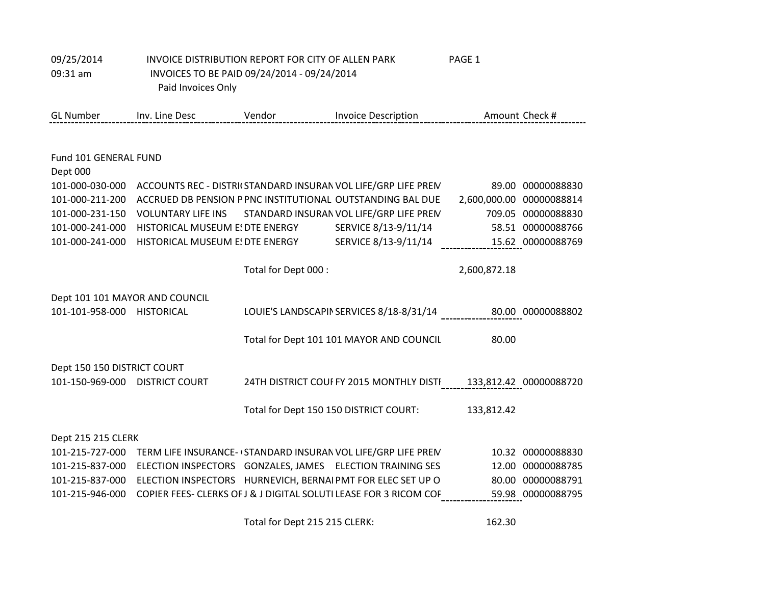09/25/2014 INVOICE DISTRIBUTION REPORT FOR CITY OF ALLEN PARK PAGE 1

09:31 am INVOICES TO BE PAID 09/24/2014 - 09/24/2014

Paid Invoices Only

| GL Number | Inv. Line Desc | Vendor | Invoice Description | Amount | Check # |
|---|---|---|---|---|---|
| **Fund 101 GENERAL FUND** | | | | | |
| **Dept 000** | | | | | |
| 101-000-030-000 | ACCOUNTS REC - DISTRI( | STANDARD INSURAN | VOL LIFE/GRP LIFE PREM | 89.00 | 00000088830 |
| 101-000-211-200 | ACCRUED DB PENSION P | PNC INSTITUTIONAL | OUTSTANDING BAL DUE | 2,600,000.00 | 00000088814 |
| 101-000-231-150 | VOLUNTARY LIFE INS | STANDARD INSURAN | VOL LIFE/GRP LIFE PREM | 709.05 | 00000088830 |
| 101-000-241-000 | HISTORICAL MUSEUM ES | DTE ENERGY | SERVICE 8/13-9/11/14 | 58.51 | 00000088766 |
| 101-000-241-000 | HISTORICAL MUSEUM ES | DTE ENERGY | SERVICE 8/13-9/11/14 | 15.62 | 00000088769 |
| | | Total for Dept 000 : | | 2,600,872.18 | |
| **Dept 101 101 MAYOR AND COUNCIL** | | | | | |
| 101-101-958-000 | HISTORICAL | LOUIE'S LANDSCAPIN | SERVICES 8/18-8/31/14 | 80.00 | 00000088802 |
| | | Total for Dept 101 101 MAYOR AND COUNCIL | | 80.00 | |
| **Dept 150 150 DISTRICT COURT** | | | | | |
| 101-150-969-000 | DISTRICT COURT | 24TH DISTRICT COUI | FY 2015 MONTHLY DISTI | 133,812.42 | 00000088720 |
| | | Total for Dept 150 150 DISTRICT COURT: | | 133,812.42 | |
| **Dept 215 215 CLERK** | | | | | |
| 101-215-727-000 | TERM LIFE INSURANCE- ( | STANDARD INSURAN | VOL LIFE/GRP LIFE PREM | 10.32 | 00000088830 |
| 101-215-837-000 | ELECTION INSPECTORS | GONZALES, JAMES | ELECTION TRAINING SES | 12.00 | 00000088785 |
| 101-215-837-000 | ELECTION INSPECTORS | HURNEVICH, BERNAI | PMT FOR ELEC SET UP O | 80.00 | 00000088791 |
| 101-215-946-000 | COPIER FEES- CLERKS OF | J & J DIGITAL SOLUTI | LEASE FOR 3 RICOM COF | 59.98 | 00000088795 |
| | | Total for Dept 215 215 CLERK: | | 162.30 | |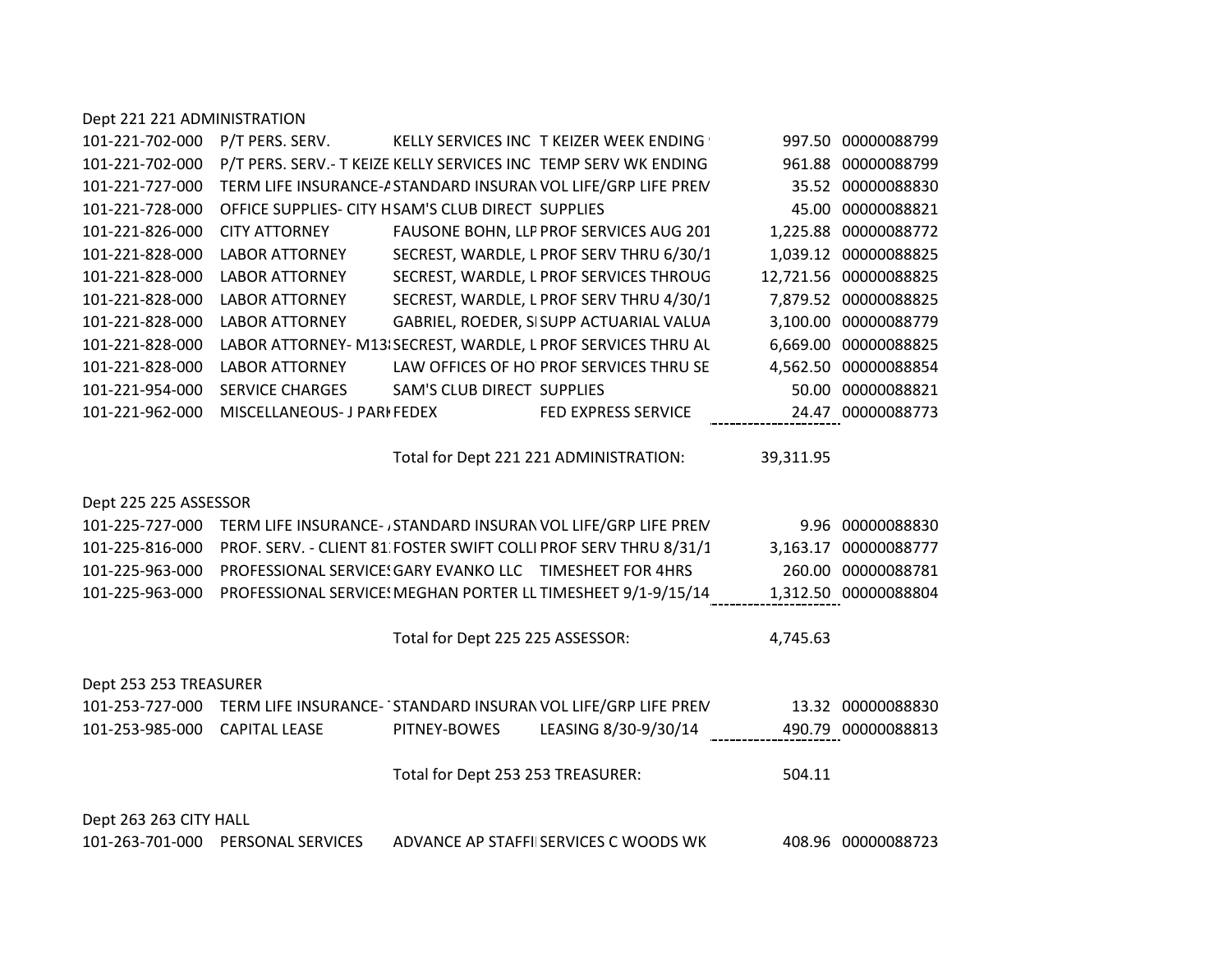Dept 221 221 ADMINISTRATION

| | | | | | |
|---|---|---|---|---|---|
| 101-221-702-000 | P/T PERS. SERV. | KELLY SERVICES INC | T KEIZER WEEK ENDING | 997.50 | 00000088799 |
| 101-221-702-000 | P/T PERS. SERV.- T KEIZE | KELLY SERVICES INC | TEMP SERV WK ENDING | 961.88 | 00000088799 |
| 101-221-727-000 | TERM LIFE INSURANCE-A | STANDARD INSURAN | VOL LIFE/GRP LIFE PREM | 35.52 | 00000088830 |
| 101-221-728-000 | OFFICE SUPPLIES- CITY H | SAM'S CLUB DIRECT | SUPPLIES | 45.00 | 00000088821 |
| 101-221-826-000 | CITY ATTORNEY | FAUSONE BOHN, LLP | PROF SERVICES AUG 201 | 1,225.88 | 00000088772 |
| 101-221-828-000 | LABOR ATTORNEY | SECREST, WARDLE, L | PROF SERV THRU 6/30/1 | 1,039.12 | 00000088825 |
| 101-221-828-000 | LABOR ATTORNEY | SECREST, WARDLE, L | PROF SERVICES THROUG | 12,721.56 | 00000088825 |
| 101-221-828-000 | LABOR ATTORNEY | SECREST, WARDLE, L | PROF SERV THRU 4/30/1 | 7,879.52 | 00000088825 |
| 101-221-828-000 | LABOR ATTORNEY | GABRIEL, ROEDER, SI | SUPP ACTUARIAL VALUA | 3,100.00 | 00000088779 |
| 101-221-828-000 | LABOR ATTORNEY- M13 | SECREST, WARDLE, L | PROF SERVICES THRU AU | 6,669.00 | 00000088825 |
| 101-221-828-000 | LABOR ATTORNEY | LAW OFFICES OF HO | PROF SERVICES THRU SE | 4,562.50 | 00000088854 |
| 101-221-954-000 | SERVICE CHARGES | SAM'S CLUB DIRECT | SUPPLIES | 50.00 | 00000088821 |
| 101-221-962-000 | MISCELLANEOUS- J PARK | FEDEX | FED EXPRESS SERVICE | 24.47 | 00000088773 |
| | | Total for Dept 221 221 ADMINISTRATION: | | 39,311.95 | |

Dept 225 225 ASSESSOR

| | | | | | |
|---|---|---|---|---|---|
| 101-225-727-000 | TERM LIFE INSURANCE- | STANDARD INSURAN | VOL LIFE/GRP LIFE PREM | 9.96 | 00000088830 |
| 101-225-816-000 | PROF. SERV. - CLIENT 81 | FOSTER SWIFT COLLI | PROF SERV THRU 8/31/1 | 3,163.17 | 00000088777 |
| 101-225-963-000 | PROFESSIONAL SERVICES | GARY EVANKO LLC | TIMESHEET FOR 4HRS | 260.00 | 00000088781 |
| 101-225-963-000 | PROFESSIONAL SERVICES | MEGHAN PORTER LL | TIMESHEET 9/1-9/15/14 | 1,312.50 | 00000088804 |
| | | Total for Dept 225 225 ASSESSOR: | | 4,745.63 | |

Dept 253 253 TREASURER

| | | | | | |
|---|---|---|---|---|---|
| 101-253-727-000 | TERM LIFE INSURANCE- | STANDARD INSURAN | VOL LIFE/GRP LIFE PREM | 13.32 | 00000088830 |
| 101-253-985-000 | CAPITAL LEASE | PITNEY-BOWES | LEASING 8/30-9/30/14 | 490.79 | 00000088813 |
| | | Total for Dept 253 253 TREASURER: | | 504.11 | |

Dept 263 263 CITY HALL

| | | | | | |
|---|---|---|---|---|---|
| 101-263-701-000 | PERSONAL SERVICES | ADVANCE AP STAFFI | SERVICES C WOODS WK | 408.96 | 00000088723 |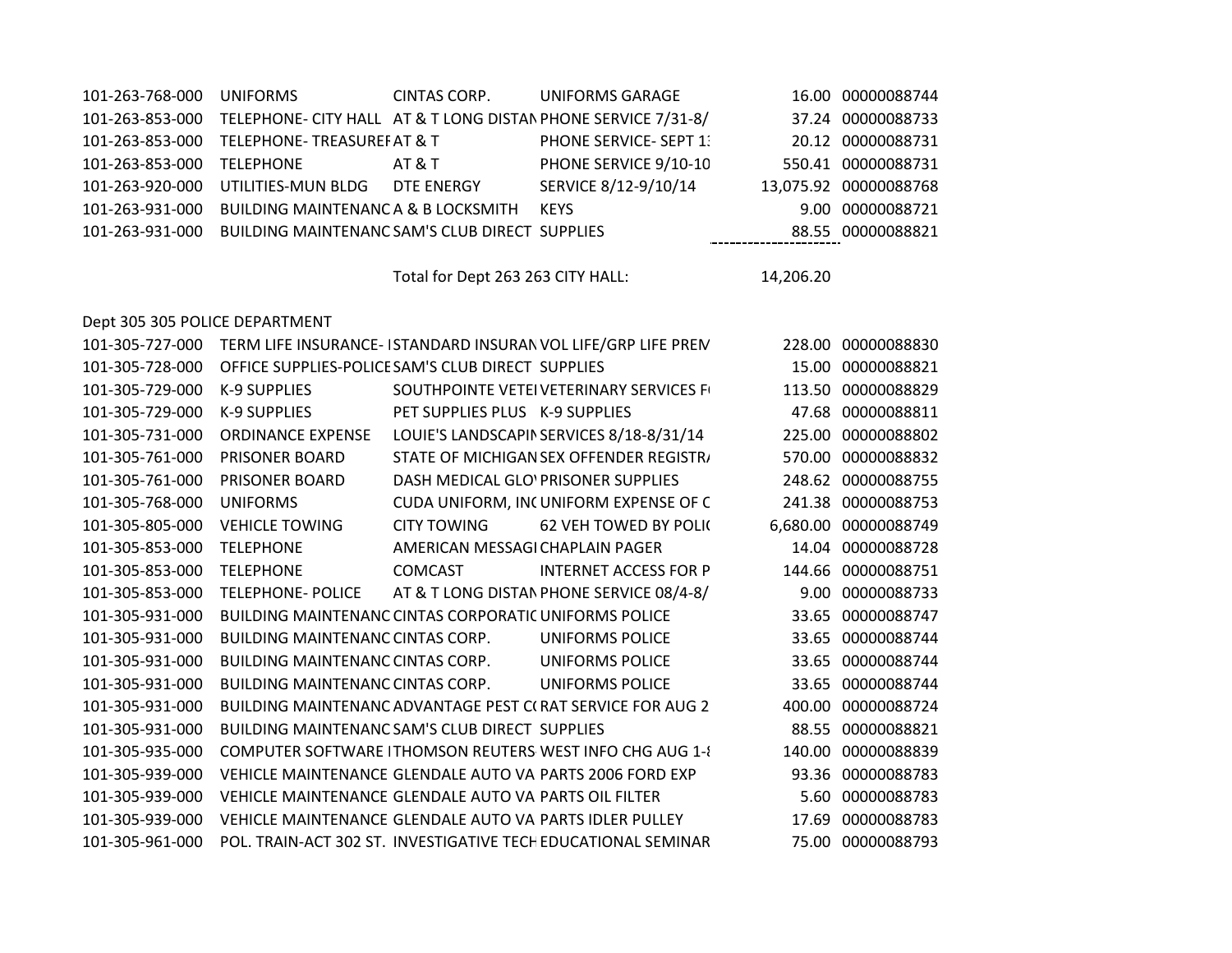| | | | | | |
|---|---|---|---|---|---|
| 101-263-768-000 | UNIFORMS | CINTAS CORP. | UNIFORMS GARAGE | 16.00 | 00000088744 |
| 101-263-853-000 | TELEPHONE- CITY HALL | AT & T LONG DISTAN | PHONE SERVICE 7/31-8/ | 37.24 | 00000088733 |
| 101-263-853-000 | TELEPHONE- TREASUREF | AT & T | PHONE SERVICE- SEPT 13 | 20.12 | 00000088731 |
| 101-263-853-000 | TELEPHONE | AT & T | PHONE SERVICE 9/10-10 | 550.41 | 00000088731 |
| 101-263-920-000 | UTILITIES-MUN BLDG | DTE ENERGY | SERVICE 8/12-9/10/14 | 13,075.92 | 00000088768 |
| 101-263-931-000 | BUILDING MAINTENANC | A & B LOCKSMITH | KEYS | 9.00 | 00000088721 |
| 101-263-931-000 | BUILDING MAINTENANC | SAM'S CLUB DIRECT | SUPPLIES | 88.55 | 00000088821 |
| | | Total for Dept 263 263 CITY HALL: | | 14,206.20 | |

Dept 305 305 POLICE DEPARTMENT

| | | | | | |
|---|---|---|---|---|---|
| 101-305-727-000 | TERM LIFE INSURANCE- I | STANDARD INSURAN | VOL LIFE/GRP LIFE PREM | 228.00 | 00000088830 |
| 101-305-728-000 | OFFICE SUPPLIES-POLICE | SAM'S CLUB DIRECT | SUPPLIES | 15.00 | 00000088821 |
| 101-305-729-000 | K-9 SUPPLIES | SOUTHPOINTE VETEI | VETERINARY SERVICES F | 113.50 | 00000088829 |
| 101-305-729-000 | K-9 SUPPLIES | PET SUPPLIES PLUS | K-9 SUPPLIES | 47.68 | 00000088811 |
| 101-305-731-000 | ORDINANCE EXPENSE | LOUIE'S LANDSCAPIN | SERVICES 8/18-8/31/14 | 225.00 | 00000088802 |
| 101-305-761-000 | PRISONER BOARD | STATE OF MICHIGAN | SEX OFFENDER REGISTRA | 570.00 | 00000088832 |
| 101-305-761-000 | PRISONER BOARD | DASH MEDICAL GLO | PRISONER SUPPLIES | 248.62 | 00000088755 |
| 101-305-768-000 | UNIFORMS | CUDA UNIFORM, INC | UNIFORM EXPENSE OF C | 241.38 | 00000088753 |
| 101-305-805-000 | VEHICLE TOWING | CITY TOWING | 62 VEH TOWED BY POLIC | 6,680.00 | 00000088749 |
| 101-305-853-000 | TELEPHONE | AMERICAN MESSAGI | CHAPLAIN PAGER | 14.04 | 00000088728 |
| 101-305-853-000 | TELEPHONE | COMCAST | INTERNET ACCESS FOR P | 144.66 | 00000088751 |
| 101-305-853-000 | TELEPHONE- POLICE | AT & T LONG DISTAN | PHONE SERVICE 08/4-8/ | 9.00 | 00000088733 |
| 101-305-931-000 | BUILDING MAINTENANC | CINTAS CORPORATIC | UNIFORMS POLICE | 33.65 | 00000088747 |
| 101-305-931-000 | BUILDING MAINTENANC | CINTAS CORP. | UNIFORMS POLICE | 33.65 | 00000088744 |
| 101-305-931-000 | BUILDING MAINTENANC | CINTAS CORP. | UNIFORMS POLICE | 33.65 | 00000088744 |
| 101-305-931-000 | BUILDING MAINTENANC | CINTAS CORP. | UNIFORMS POLICE | 33.65 | 00000088744 |
| 101-305-931-000 | BUILDING MAINTENANC | ADVANTAGE PEST CC | RAT SERVICE FOR AUG 2 | 400.00 | 00000088724 |
| 101-305-931-000 | BUILDING MAINTENANC | SAM'S CLUB DIRECT | SUPPLIES | 88.55 | 00000088821 |
| 101-305-935-000 | COMPUTER SOFTWARE I | THOMSON REUTERS | WEST INFO CHG AUG 1-8 | 140.00 | 00000088839 |
| 101-305-939-000 | VEHICLE MAINTENANCE | GLENDALE AUTO VA | PARTS 2006 FORD EXP | 93.36 | 00000088783 |
| 101-305-939-000 | VEHICLE MAINTENANCE | GLENDALE AUTO VA | PARTS OIL FILTER | 5.60 | 00000088783 |
| 101-305-939-000 | VEHICLE MAINTENANCE | GLENDALE AUTO VA | PARTS IDLER PULLEY | 17.69 | 00000088783 |
| 101-305-961-000 | POL. TRAIN-ACT 302 ST. | INVESTIGATIVE TECH | EDUCATIONAL SEMINAR | 75.00 | 00000088793 |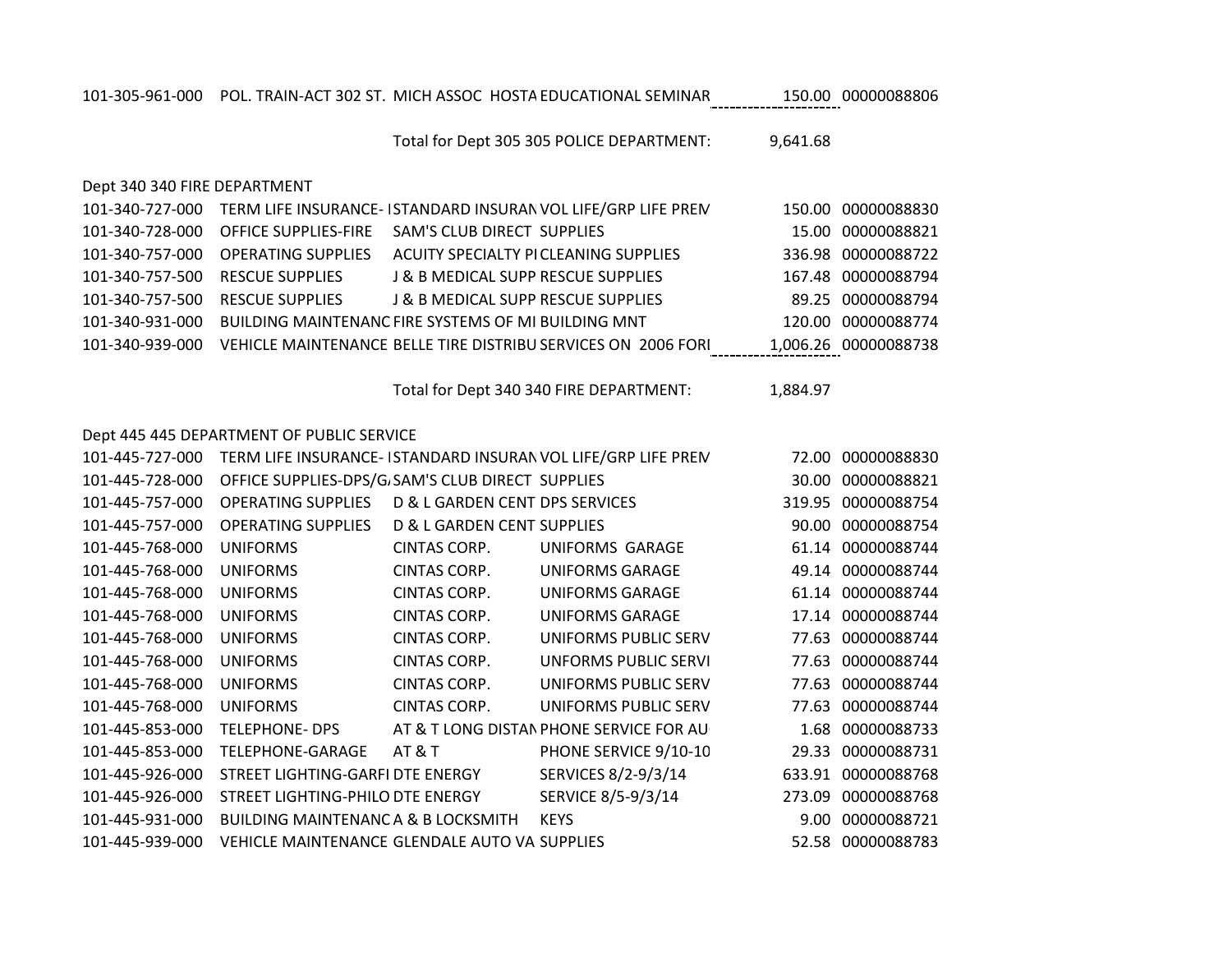| | | | | | |
|---|---|---|---|---|---|
| 101-305-961-000 | POL. TRAIN-ACT 302 ST. | MICH ASSOC HOSTA | EDUCATIONAL SEMINAR | 150.00 | 00000088806 |
| | | | Total for Dept 305 305 POLICE DEPARTMENT: | 9,641.68 | |

Dept 340 340 FIRE DEPARTMENT

| | | | | | |
|---|---|---|---|---|---|
| 101-340-727-000 | TERM LIFE INSURANCE- I | STANDARD INSURAN | VOL LIFE/GRP LIFE PREM | 150.00 | 00000088830 |
| 101-340-728-000 | OFFICE SUPPLIES-FIRE | SAM'S CLUB DIRECT | SUPPLIES | 15.00 | 00000088821 |
| 101-340-757-000 | OPERATING SUPPLIES | ACUITY SPECIALTY PI | CLEANING SUPPLIES | 336.98 | 00000088722 |
| 101-340-757-500 | RESCUE SUPPLIES | J & B MEDICAL SUPP | RESCUE SUPPLIES | 167.48 | 00000088794 |
| 101-340-757-500 | RESCUE SUPPLIES | J & B MEDICAL SUPP | RESCUE SUPPLIES | 89.25 | 00000088794 |
| 101-340-931-000 | BUILDING MAINTENANC | FIRE SYSTEMS OF MI | BUILDING MNT | 120.00 | 00000088774 |
| 101-340-939-000 | VEHICLE MAINTENANCE | BELLE TIRE DISTRIBU | SERVICES ON 2006 FORI | 1,006.26 | 00000088738 |
| | | | Total for Dept 340 340 FIRE DEPARTMENT: | 1,884.97 | |

Dept 445 445 DEPARTMENT OF PUBLIC SERVICE

| | | | | | |
|---|---|---|---|---|---|
| 101-445-727-000 | TERM LIFE INSURANCE- I | STANDARD INSURAN | VOL LIFE/GRP LIFE PREM | 72.00 | 00000088830 |
| 101-445-728-000 | OFFICE SUPPLIES-DPS/G | SAM'S CLUB DIRECT | SUPPLIES | 30.00 | 00000088821 |
| 101-445-757-000 | OPERATING SUPPLIES | D & L GARDEN CENT | DPS SERVICES | 319.95 | 00000088754 |
| 101-445-757-000 | OPERATING SUPPLIES | D & L GARDEN CENT | SUPPLIES | 90.00 | 00000088754 |
| 101-445-768-000 | UNIFORMS | CINTAS CORP. | UNIFORMS GARAGE | 61.14 | 00000088744 |
| 101-445-768-000 | UNIFORMS | CINTAS CORP. | UNIFORMS GARAGE | 49.14 | 00000088744 |
| 101-445-768-000 | UNIFORMS | CINTAS CORP. | UNIFORMS GARAGE | 61.14 | 00000088744 |
| 101-445-768-000 | UNIFORMS | CINTAS CORP. | UNIFORMS GARAGE | 17.14 | 00000088744 |
| 101-445-768-000 | UNIFORMS | CINTAS CORP. | UNIFORMS PUBLIC SERV | 77.63 | 00000088744 |
| 101-445-768-000 | UNIFORMS | CINTAS CORP. | UNFORMS PUBLIC SERVI | 77.63 | 00000088744 |
| 101-445-768-000 | UNIFORMS | CINTAS CORP. | UNIFORMS PUBLIC SERV | 77.63 | 00000088744 |
| 101-445-768-000 | UNIFORMS | CINTAS CORP. | UNIFORMS PUBLIC SERV | 77.63 | 00000088744 |
| 101-445-853-000 | TELEPHONE- DPS | AT & T LONG DISTAN | PHONE SERVICE FOR AU | 1.68 | 00000088733 |
| 101-445-853-000 | TELEPHONE-GARAGE | AT & T | PHONE SERVICE 9/10-10 | 29.33 | 00000088731 |
| 101-445-926-000 | STREET LIGHTING-GARFI | DTE ENERGY | SERVICES 8/2-9/3/14 | 633.91 | 00000088768 |
| 101-445-926-000 | STREET LIGHTING-PHILO | DTE ENERGY | SERVICE 8/5-9/3/14 | 273.09 | 00000088768 |
| 101-445-931-000 | BUILDING MAINTENANC | A & B LOCKSMITH | KEYS | 9.00 | 00000088721 |
| 101-445-939-000 | VEHICLE MAINTENANCE | GLENDALE AUTO VA | SUPPLIES | 52.58 | 00000088783 |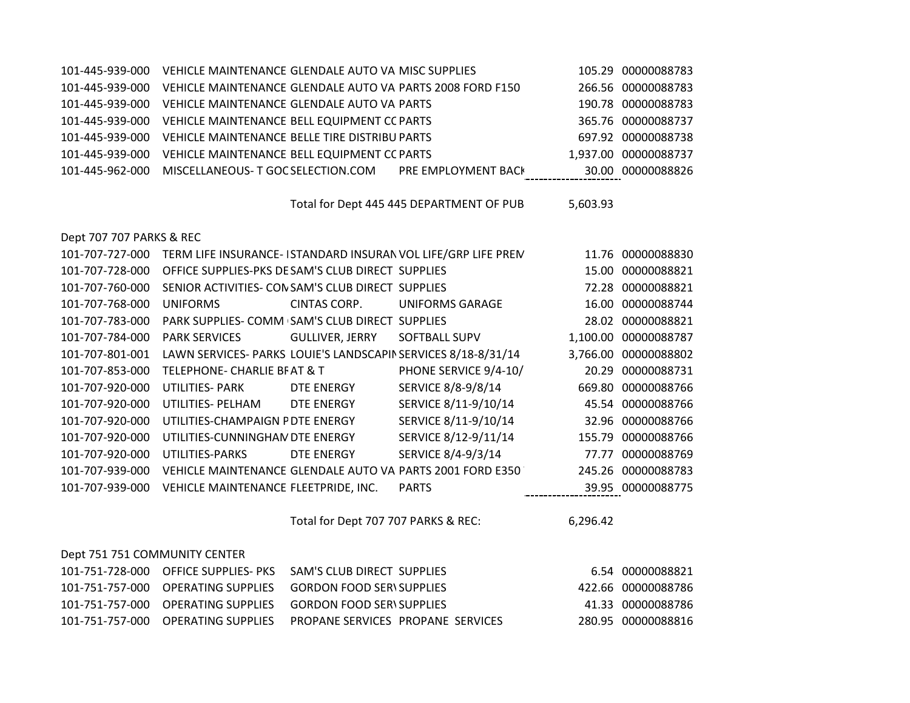| | | | | | |
|---|---|---|---|---|---|
| 101-445-939-000 | VEHICLE MAINTENANCE | GLENDALE AUTO VA | MISC SUPPLIES | 105.29 | 00000088783 |
| 101-445-939-000 | VEHICLE MAINTENANCE | GLENDALE AUTO VA | PARTS 2008 FORD F150 | 266.56 | 00000088783 |
| 101-445-939-000 | VEHICLE MAINTENANCE | GLENDALE AUTO VA | PARTS | 190.78 | 00000088783 |
| 101-445-939-000 | VEHICLE MAINTENANCE | BELL EQUIPMENT CC | PARTS | 365.76 | 00000088737 |
| 101-445-939-000 | VEHICLE MAINTENANCE | BELLE TIRE DISTRIBU | PARTS | 697.92 | 00000088738 |
| 101-445-939-000 | VEHICLE MAINTENANCE | BELL EQUIPMENT CC | PARTS | 1,937.00 | 00000088737 |
| 101-445-962-000 | MISCELLANEOUS- T GOC | SELECTION.COM | PRE EMPLOYMENT BACK | 30.00 | 00000088826 |
| | | Total for Dept 445 445 DEPARTMENT OF PUB | | 5,603.93 | |

Dept 707 707 PARKS & REC

| | | | | | |
|---|---|---|---|---|---|
| 101-707-727-000 | TERM LIFE INSURANCE- I | STANDARD INSURAN | VOL LIFE/GRP LIFE PREM | 11.76 | 00000088830 |
| 101-707-728-000 | OFFICE SUPPLIES-PKS DE | SAM'S CLUB DIRECT | SUPPLIES | 15.00 | 00000088821 |
| 101-707-760-000 | SENIOR ACTIVITIES- COM | SAM'S CLUB DIRECT | SUPPLIES | 72.28 | 00000088821 |
| 101-707-768-000 | UNIFORMS | CINTAS CORP. | UNIFORMS GARAGE | 16.00 | 00000088744 |
| 101-707-783-000 | PARK SUPPLIES- COMM | SAM'S CLUB DIRECT | SUPPLIES | 28.02 | 00000088821 |
| 101-707-784-000 | PARK SERVICES | GULLIVER, JERRY | SOFTBALL SUPV | 1,100.00 | 00000088787 |
| 101-707-801-001 | LAWN SERVICES- PARKS | LOUIE'S LANDSCAPIN | SERVICES 8/18-8/31/14 | 3,766.00 | 00000088802 |
| 101-707-853-000 | TELEPHONE- CHARLIE BF | AT & T | PHONE SERVICE 9/4-10/ | 20.29 | 00000088731 |
| 101-707-920-000 | UTILITIES- PARK | DTE ENERGY | SERVICE 8/8-9/8/14 | 669.80 | 00000088766 |
| 101-707-920-000 | UTILITIES- PELHAM | DTE ENERGY | SERVICE 8/11-9/10/14 | 45.54 | 00000088766 |
| 101-707-920-000 | UTILITIES-CHAMPAIGN P | DTE ENERGY | SERVICE 8/11-9/10/14 | 32.96 | 00000088766 |
| 101-707-920-000 | UTILITIES-CUNNINGHAM | DTE ENERGY | SERVICE 8/12-9/11/14 | 155.79 | 00000088766 |
| 101-707-920-000 | UTILITIES-PARKS | DTE ENERGY | SERVICE 8/4-9/3/14 | 77.77 | 00000088769 |
| 101-707-939-000 | VEHICLE MAINTENANCE | GLENDALE AUTO VA | PARTS 2001 FORD E350 | 245.26 | 00000088783 |
| 101-707-939-000 | VEHICLE MAINTENANCE | FLEETPRIDE, INC. | PARTS | 39.95 | 00000088775 |
| | | Total for Dept 707 707 PARKS & REC: | | 6,296.42 | |

Dept 751 751 COMMUNITY CENTER

| | | | | | |
|---|---|---|---|---|---|
| 101-751-728-000 | OFFICE SUPPLIES- PKS | SAM'S CLUB DIRECT | SUPPLIES | 6.54 | 00000088821 |
| 101-751-757-000 | OPERATING SUPPLIES | GORDON FOOD SERV | SUPPLIES | 422.66 | 00000088786 |
| 101-751-757-000 | OPERATING SUPPLIES | GORDON FOOD SERV | SUPPLIES | 41.33 | 00000088786 |
| 101-751-757-000 | OPERATING SUPPLIES | PROPANE SERVICES | PROPANE SERVICES | 280.95 | 00000088816 |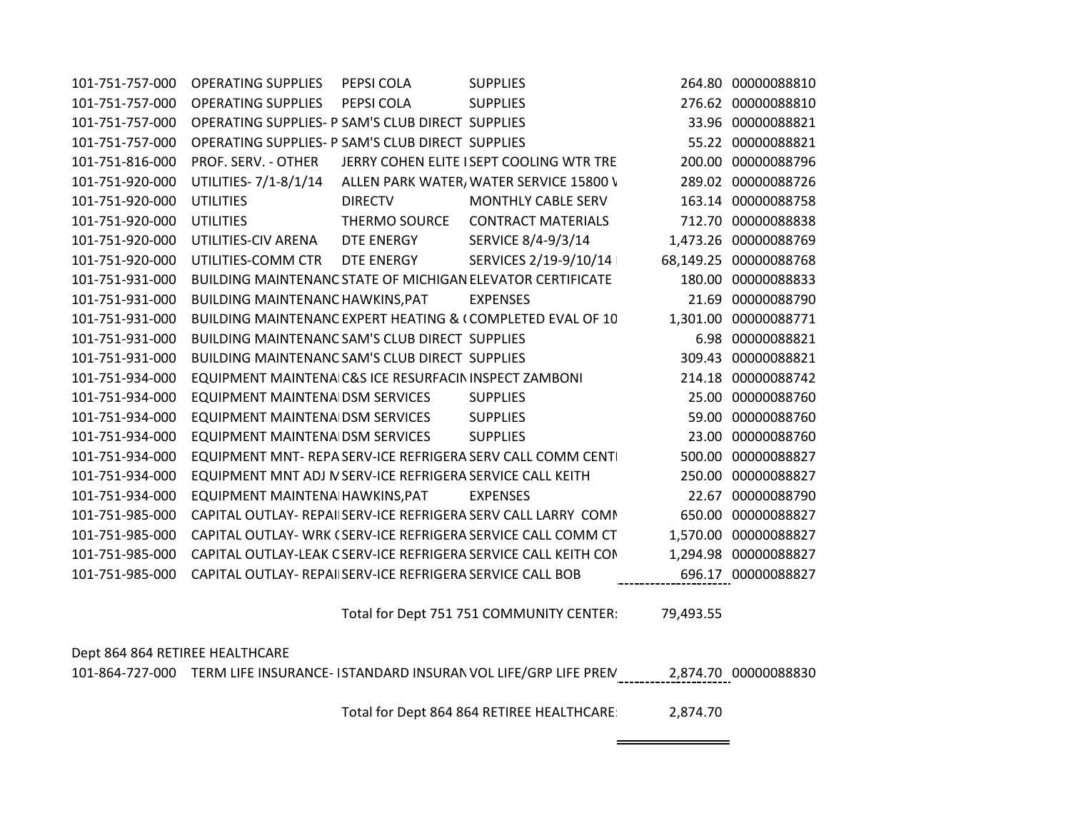| | | | | | |
|---|---|---|---|---|---|
| 101-751-757-000 | OPERATING SUPPLIES | PEPSI COLA | SUPPLIES | 264.80 | 00000088810 |
| 101-751-757-000 | OPERATING SUPPLIES | PEPSI COLA | SUPPLIES | 276.62 | 00000088810 |
| 101-751-757-000 | OPERATING SUPPLIES- P | SAM'S CLUB DIRECT | SUPPLIES | 33.96 | 00000088821 |
| 101-751-757-000 | OPERATING SUPPLIES- P | SAM'S CLUB DIRECT | SUPPLIES | 55.22 | 00000088821 |
| 101-751-816-000 | PROF. SERV. - OTHER | JERRY COHEN ELITE I | SEPT COOLING WTR TRE | 200.00 | 00000088796 |
| 101-751-920-000 | UTILITIES- 7/1-8/1/14 | ALLEN PARK WATER, | WATER SERVICE 15800 \ | 289.02 | 00000088726 |
| 101-751-920-000 | UTILITIES | DIRECTV | MONTHLY CABLE SERV | 163.14 | 00000088758 |
| 101-751-920-000 | UTILITIES | THERMO SOURCE | CONTRACT MATERIALS | 712.70 | 00000088838 |
| 101-751-920-000 | UTILITIES-CIV ARENA | DTE ENERGY | SERVICE 8/4-9/3/14 | 1,473.26 | 00000088769 |
| 101-751-920-000 | UTILITIES-COMM CTR | DTE ENERGY | SERVICES 2/19-9/10/14 | 68,149.25 | 00000088768 |
| 101-751-931-000 | BUILDING MAINTENANC | STATE OF MICHIGAN | ELEVATOR CERTIFICATE | 180.00 | 00000088833 |
| 101-751-931-000 | BUILDING MAINTENANC | HAWKINS,PAT | EXPENSES | 21.69 | 00000088790 |
| 101-751-931-000 | BUILDING MAINTENANC | EXPERT HEATING & ( | COMPLETED EVAL OF 10 | 1,301.00 | 00000088771 |
| 101-751-931-000 | BUILDING MAINTENANC | SAM'S CLUB DIRECT | SUPPLIES | 6.98 | 00000088821 |
| 101-751-931-000 | BUILDING MAINTENANC | SAM'S CLUB DIRECT | SUPPLIES | 309.43 | 00000088821 |
| 101-751-934-000 | EQUIPMENT MAINTENA | C&S ICE RESURFACIN | INSPECT ZAMBONI | 214.18 | 00000088742 |
| 101-751-934-000 | EQUIPMENT MAINTENA | DSM SERVICES | SUPPLIES | 25.00 | 00000088760 |
| 101-751-934-000 | EQUIPMENT MAINTENA | DSM SERVICES | SUPPLIES | 59.00 | 00000088760 |
| 101-751-934-000 | EQUIPMENT MAINTENA | DSM SERVICES | SUPPLIES | 23.00 | 00000088760 |
| 101-751-934-000 | EQUIPMENT MNT- REPA | SERV-ICE REFRIGERA | SERV CALL COMM CENT | 500.00 | 00000088827 |
| 101-751-934-000 | EQUIPMENT MNT ADJ M | SERV-ICE REFRIGERA | SERVICE CALL KEITH | 250.00 | 00000088827 |
| 101-751-934-000 | EQUIPMENT MAINTENA | HAWKINS,PAT | EXPENSES | 22.67 | 00000088790 |
| 101-751-985-000 | CAPITAL OUTLAY- REPAI | SERV-ICE REFRIGERA | SERV CALL LARRY COMM | 650.00 | 00000088827 |
| 101-751-985-000 | CAPITAL OUTLAY- WRK ( | SERV-ICE REFRIGERA | SERVICE CALL COMM CT | 1,570.00 | 00000088827 |
| 101-751-985-000 | CAPITAL OUTLAY-LEAK C | SERV-ICE REFRIGERA | SERVICE CALL KEITH CON | 1,294.98 | 00000088827 |
| 101-751-985-000 | CAPITAL OUTLAY- REPAI | SERV-ICE REFRIGERA | SERVICE CALL BOB | 696.17 | 00000088827 |
| | | | Total for Dept 751 751 COMMUNITY CENTER: | 79,493.55 | |

Dept 864 864 RETIREE HEALTHCARE

| | | | | | |
|---|---|---|---|---|---|
| 101-864-727-000 | TERM LIFE INSURANCE- I | STANDARD INSURAN | VOL LIFE/GRP LIFE PREM | 2,874.70 | 00000088830 |
| | | | Total for Dept 864 864 RETIREE HEALTHCARE: | 2,874.70 | |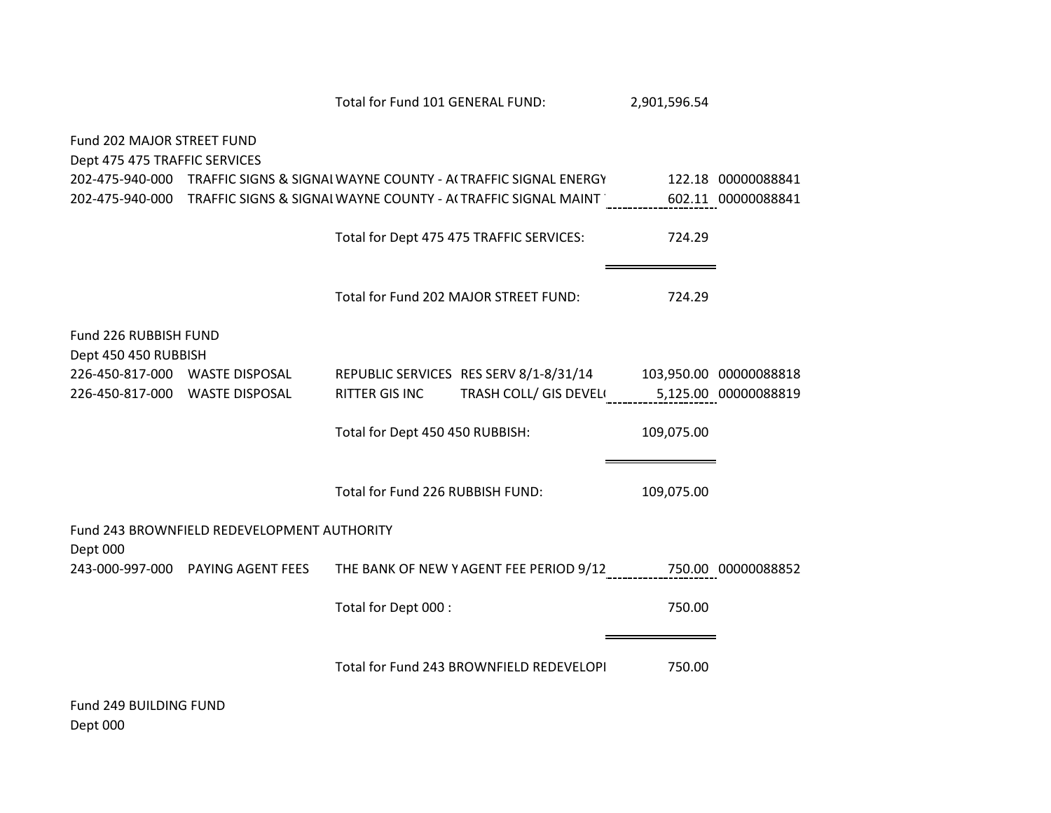Total for Fund 101 GENERAL FUND: 2,901,596.54

Fund 202 MAJOR STREET FUND
Dept 475 475 TRAFFIC SERVICES

| | | | | | |
|---|---|---|---|---|---|
| 202-475-940-000 | TRAFFIC SIGNS & SIGNAL | WAYNE COUNTY - A( | TRAFFIC SIGNAL ENERGY | 122.18 | 00000088841 |
| 202-475-940-000 | TRAFFIC SIGNS & SIGNAL | WAYNE COUNTY - A( | TRAFFIC SIGNAL MAINT | 602.11 | 00000088841 |

Total for Dept 475 475 TRAFFIC SERVICES: 724.29

Total for Fund 202 MAJOR STREET FUND: 724.29

Fund 226 RUBBISH FUND
Dept 450 450 RUBBISH

| | | | | | |
|---|---|---|---|---|---|
| 226-450-817-000 | WASTE DISPOSAL | REPUBLIC SERVICES | RES SERV 8/1-8/31/14 | 103,950.00 | 00000088818 |
| 226-450-817-000 | WASTE DISPOSAL | RITTER GIS INC | TRASH COLL/ GIS DEVEL( | 5,125.00 | 00000088819 |

Total for Dept 450 450 RUBBISH: 109,075.00

Total for Fund 226 RUBBISH FUND: 109,075.00

Fund 243 BROWNFIELD REDEVELOPMENT AUTHORITY
Dept 000

| | | | | | |
|---|---|---|---|---|---|
| 243-000-997-000 | PAYING AGENT FEES | THE BANK OF NEW Y | AGENT FEE PERIOD 9/12 | 750.00 | 00000088852 |

Total for Dept 000 : 750.00

Total for Fund 243 BROWNFIELD REDEVELOPI 750.00

Fund 249 BUILDING FUND
Dept 000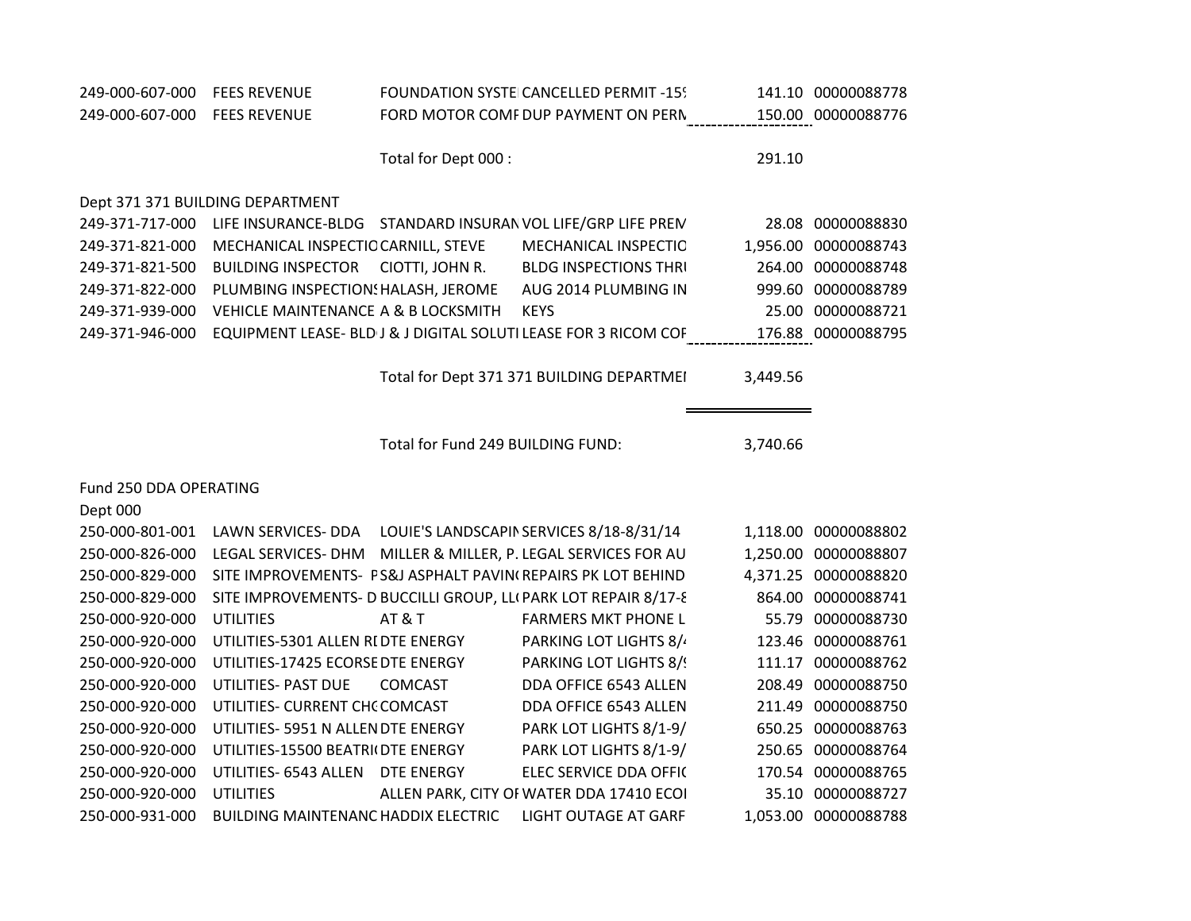| | | | | | |
|---|---|---|---|---|---|
| 249-000-607-000 | FEES REVENUE | FOUNDATION SYSTE | CANCELLED PERMIT -15 | 141.10 | 00000088778 |
| 249-000-607-000 | FEES REVENUE | FORD MOTOR COMI | DUP PAYMENT ON PERN | 150.00 | 00000088776 |
| | | Total for Dept 000 : | | 291.10 | |

Dept 371 371 BUILDING DEPARTMENT

| | | | | | |
|---|---|---|---|---|---|
| 249-371-717-000 | LIFE INSURANCE-BLDG | STANDARD INSURAN | VOL LIFE/GRP LIFE PREN | 28.08 | 00000088830 |
| 249-371-821-000 | MECHANICAL INSPECTIO | CARNILL, STEVE | MECHANICAL INSPECTIO | 1,956.00 | 00000088743 |
| 249-371-821-500 | BUILDING INSPECTOR | CIOTTI, JOHN R. | BLDG INSPECTIONS THRU | 264.00 | 00000088748 |
| 249-371-822-000 | PLUMBING INSPECTIONS | HALASH, JEROME | AUG 2014 PLUMBING IN | 999.60 | 00000088789 |
| 249-371-939-000 | VEHICLE MAINTENANCE | A & B LOCKSMITH | KEYS | 25.00 | 00000088721 |
| 249-371-946-000 | EQUIPMENT LEASE- BLD | J & J DIGITAL SOLUTI | LEASE FOR 3 RICOM COF | 176.88 | 00000088795 |
| | | Total for Dept 371 371 BUILDING DEPARTMEI | | 3,449.56 | |
| | | Total for Fund 249 BUILDING FUND: | | 3,740.66 | |

Fund 250 DDA OPERATING

Dept 000

| | | | | | |
|---|---|---|---|---|---|
| 250-000-801-001 | LAWN SERVICES- DDA | LOUIE'S LANDSCAPIN | SERVICES 8/18-8/31/14 | 1,118.00 | 00000088802 |
| 250-000-826-000 | LEGAL SERVICES- DHM | MILLER & MILLER, P. | LEGAL SERVICES FOR AU | 1,250.00 | 00000088807 |
| 250-000-829-000 | SITE IMPROVEMENTS- P | S&J ASPHALT PAVIN | REPAIRS PK LOT BEHIND | 4,371.25 | 00000088820 |
| 250-000-829-000 | SITE IMPROVEMENTS- D | BUCCILLI GROUP, LL | PARK LOT REPAIR 8/17-8 | 864.00 | 00000088741 |
| 250-000-920-000 | UTILITIES | AT & T | FARMERS MKT PHONE L | 55.79 | 00000088730 |
| 250-000-920-000 | UTILITIES-5301 ALLEN RI | DTE ENERGY | PARKING LOT LIGHTS 8/4 | 123.46 | 00000088761 |
| 250-000-920-000 | UTILITIES-17425 ECORSE | DTE ENERGY | PARKING LOT LIGHTS 8/ | 111.17 | 00000088762 |
| 250-000-920-000 | UTILITIES- PAST DUE | COMCAST | DDA OFFICE 6543 ALLEN | 208.49 | 00000088750 |
| 250-000-920-000 | UTILITIES- CURRENT CH | COMCAST | DDA OFFICE 6543 ALLEN | 211.49 | 00000088750 |
| 250-000-920-000 | UTILITIES- 5951 N ALLEN | DTE ENERGY | PARK LOT LIGHTS 8/1-9/ | 650.25 | 00000088763 |
| 250-000-920-000 | UTILITIES-15500 BEATRI | DTE ENERGY | PARK LOT LIGHTS 8/1-9/ | 250.65 | 00000088764 |
| 250-000-920-000 | UTILITIES- 6543 ALLEN | DTE ENERGY | ELEC SERVICE DDA OFFIC | 170.54 | 00000088765 |
| 250-000-920-000 | UTILITIES | ALLEN PARK, CITY OF | WATER DDA 17410 ECOI | 35.10 | 00000088727 |
| 250-000-931-000 | BUILDING MAINTENANC | HADDIX ELECTRIC | LIGHT OUTAGE AT GARF | 1,053.00 | 00000088788 |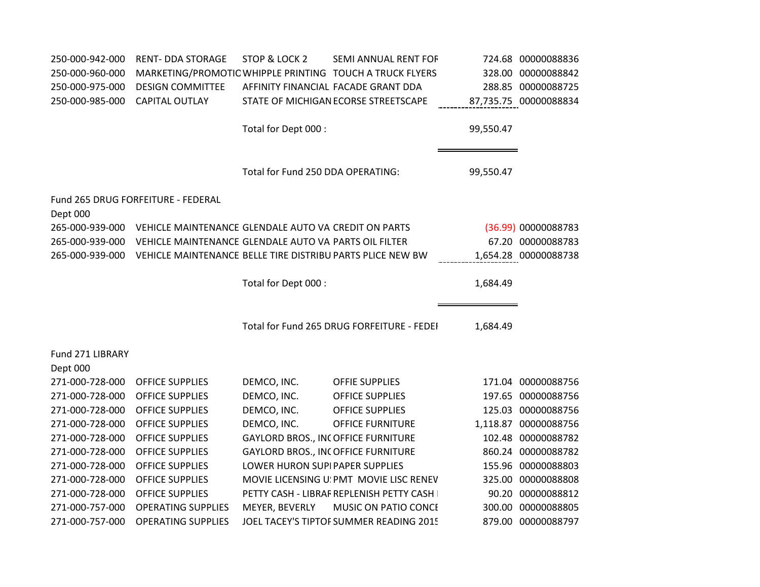| | | | | | |
|---|---|---|---|---|---|
| 250-000-942-000 | RENT- DDA STORAGE | STOP & LOCK 2 | SEMI ANNUAL RENT FOF | 724.68 | 00000088836 |
| 250-000-960-000 | MARKETING/PROMOTIC | WHIPPLE PRINTING | TOUCH A TRUCK FLYERS | 328.00 | 00000088842 |
| 250-000-975-000 | DESIGN COMMITTEE | AFFINITY FINANCIAL | FACADE GRANT DDA | 288.85 | 00000088725 |
| 250-000-985-000 | CAPITAL OUTLAY | STATE OF MICHIGAN | ECORSE STREETSCAPE | 87,735.75 | 00000088834 |
| | | Total for Dept 000 : | | 99,550.47 | |
| | | Total for Fund 250 DDA OPERATING: | | 99,550.47 | |

Fund 265 DRUG FORFEITURE - FEDERAL

Dept 000

| | | | | | |
|---|---|---|---|---|---|
| 265-000-939-000 | VEHICLE MAINTENANCE | GLENDALE AUTO VA | CREDIT ON PARTS | (36.99) | 00000088783 |
| 265-000-939-000 | VEHICLE MAINTENANCE | GLENDALE AUTO VA | PARTS OIL FILTER | 67.20 | 00000088783 |
| 265-000-939-000 | VEHICLE MAINTENANCE | BELLE TIRE DISTRIBU | PARTS PLICE NEW BW | 1,654.28 | 00000088738 |
| | | Total for Dept 000 : | | 1,684.49 | |
| | | Total for Fund 265 DRUG FORFEITURE - FEDEI | | 1,684.49 | |

Fund 271 LIBRARY

Dept 000

| | | | | | |
|---|---|---|---|---|---|
| 271-000-728-000 | OFFICE SUPPLIES | DEMCO, INC. | OFFIE SUPPLIES | 171.04 | 00000088756 |
| 271-000-728-000 | OFFICE SUPPLIES | DEMCO, INC. | OFFICE SUPPLIES | 197.65 | 00000088756 |
| 271-000-728-000 | OFFICE SUPPLIES | DEMCO, INC. | OFFICE SUPPLIES | 125.03 | 00000088756 |
| 271-000-728-000 | OFFICE SUPPLIES | DEMCO, INC. | OFFICE FURNITURE | 1,118.87 | 00000088756 |
| 271-000-728-000 | OFFICE SUPPLIES | GAYLORD BROS., INC | OFFICE FURNITURE | 102.48 | 00000088782 |
| 271-000-728-000 | OFFICE SUPPLIES | GAYLORD BROS., INC | OFFICE FURNITURE | 860.24 | 00000088782 |
| 271-000-728-000 | OFFICE SUPPLIES | LOWER HURON SUPI | PAPER SUPPLIES | 155.96 | 00000088803 |
| 271-000-728-000 | OFFICE SUPPLIES | MOVIE LICENSING U: | PMT MOVIE LISC RENEV | 325.00 | 00000088808 |
| 271-000-728-000 | OFFICE SUPPLIES | PETTY CASH - LIBRAF | REPLENISH PETTY CASH | 90.20 | 00000088812 |
| 271-000-757-000 | OPERATING SUPPLIES | MEYER, BEVERLY | MUSIC ON PATIO CONCE | 300.00 | 00000088805 |
| 271-000-757-000 | OPERATING SUPPLIES | JOEL TACEY'S TIPTOF | SUMMER READING 2015 | 879.00 | 00000088797 |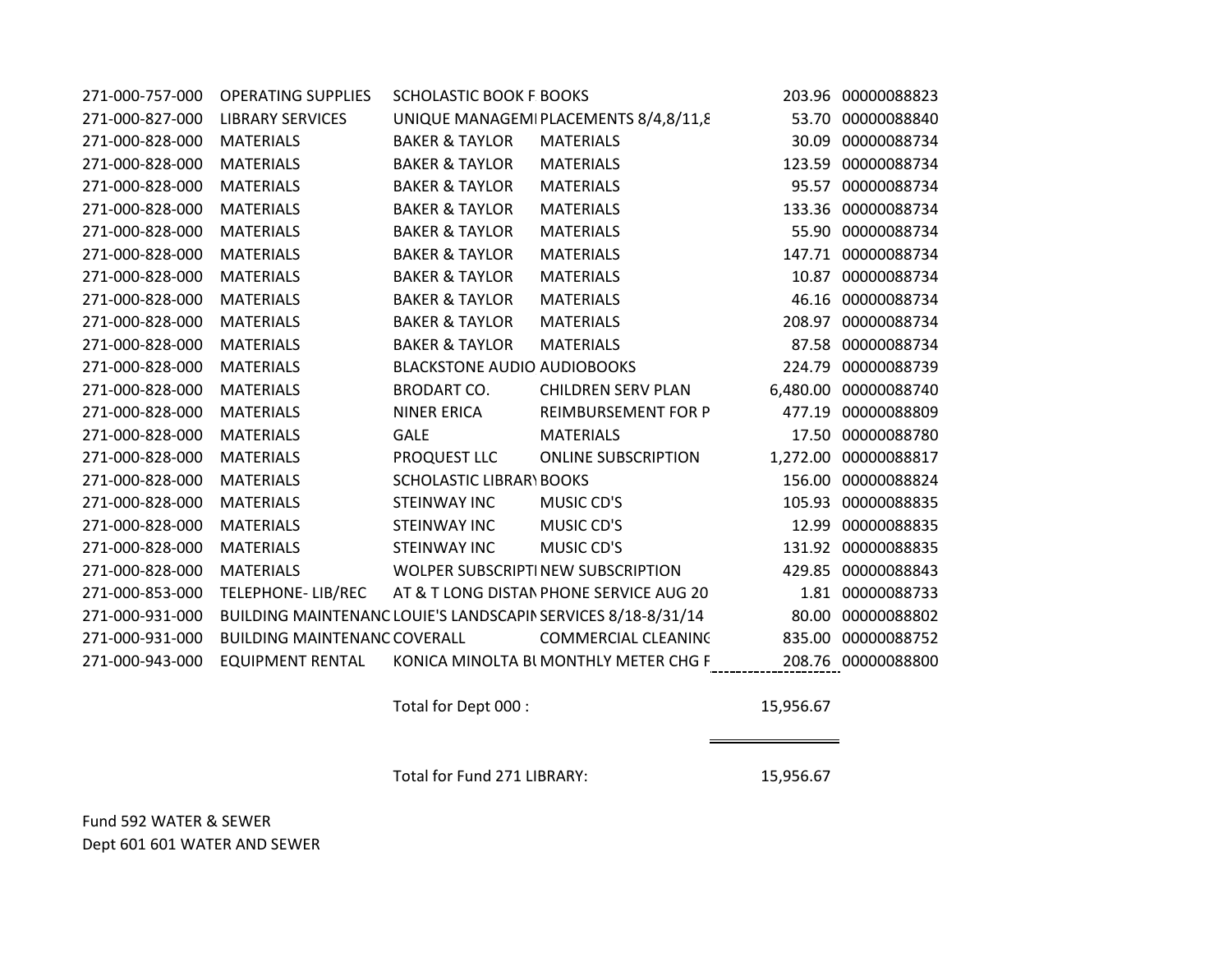| Account | Description | Vendor | Item Description | Amount | Check |
|---|---|---|---|---|---|
| 271-000-757-000 | OPERATING SUPPLIES | SCHOLASTIC BOOK F | BOOKS | 203.96 | 00000088823 |
| 271-000-827-000 | LIBRARY SERVICES | UNIQUE MANAGEMI | PLACEMENTS 8/4,8/11,8 | 53.70 | 00000088840 |
| 271-000-828-000 | MATERIALS | BAKER & TAYLOR | MATERIALS | 30.09 | 00000088734 |
| 271-000-828-000 | MATERIALS | BAKER & TAYLOR | MATERIALS | 123.59 | 00000088734 |
| 271-000-828-000 | MATERIALS | BAKER & TAYLOR | MATERIALS | 95.57 | 00000088734 |
| 271-000-828-000 | MATERIALS | BAKER & TAYLOR | MATERIALS | 133.36 | 00000088734 |
| 271-000-828-000 | MATERIALS | BAKER & TAYLOR | MATERIALS | 55.90 | 00000088734 |
| 271-000-828-000 | MATERIALS | BAKER & TAYLOR | MATERIALS | 147.71 | 00000088734 |
| 271-000-828-000 | MATERIALS | BAKER & TAYLOR | MATERIALS | 10.87 | 00000088734 |
| 271-000-828-000 | MATERIALS | BAKER & TAYLOR | MATERIALS | 46.16 | 00000088734 |
| 271-000-828-000 | MATERIALS | BAKER & TAYLOR | MATERIALS | 208.97 | 00000088734 |
| 271-000-828-000 | MATERIALS | BAKER & TAYLOR | MATERIALS | 87.58 | 00000088734 |
| 271-000-828-000 | MATERIALS | BLACKSTONE AUDIO | AUDIOBOOKS | 224.79 | 00000088739 |
| 271-000-828-000 | MATERIALS | BRODART CO. | CHILDREN SERV PLAN | 6,480.00 | 00000088740 |
| 271-000-828-000 | MATERIALS | NINER ERICA | REIMBURSEMENT FOR P | 477.19 | 00000088809 |
| 271-000-828-000 | MATERIALS | GALE | MATERIALS | 17.50 | 00000088780 |
| 271-000-828-000 | MATERIALS | PROQUEST LLC | ONLINE SUBSCRIPTION | 1,272.00 | 00000088817 |
| 271-000-828-000 | MATERIALS | SCHOLASTIC LIBRARY | BOOKS | 156.00 | 00000088824 |
| 271-000-828-000 | MATERIALS | STEINWAY INC | MUSIC CD'S | 105.93 | 00000088835 |
| 271-000-828-000 | MATERIALS | STEINWAY INC | MUSIC CD'S | 12.99 | 00000088835 |
| 271-000-828-000 | MATERIALS | STEINWAY INC | MUSIC CD'S | 131.92 | 00000088835 |
| 271-000-828-000 | MATERIALS | WOLPER SUBSCRIPTI | NEW SUBSCRIPTION | 429.85 | 00000088843 |
| 271-000-853-000 | TELEPHONE- LIB/REC | AT & T LONG DISTAN | PHONE SERVICE AUG 20 | 1.81 | 00000088733 |
| 271-000-931-000 | BUILDING MAINTENANC | LOUIE'S LANDSCAPIN | SERVICES 8/18-8/31/14 | 80.00 | 00000088802 |
| 271-000-931-000 | BUILDING MAINTENANC | COVERALL | COMMERCIAL CLEANING | 835.00 | 00000088752 |
| 271-000-943-000 | EQUIPMENT RENTAL | KONICA MINOLTA BI | MONTHLY METER CHG F | 208.76 | 00000088800 |
| | | Total for Dept 000 : | | 15,956.67 | |
| | | Total for Fund 271 LIBRARY: | | 15,956.67 | |

Fund 592 WATER & SEWER

Dept 601 601 WATER AND SEWER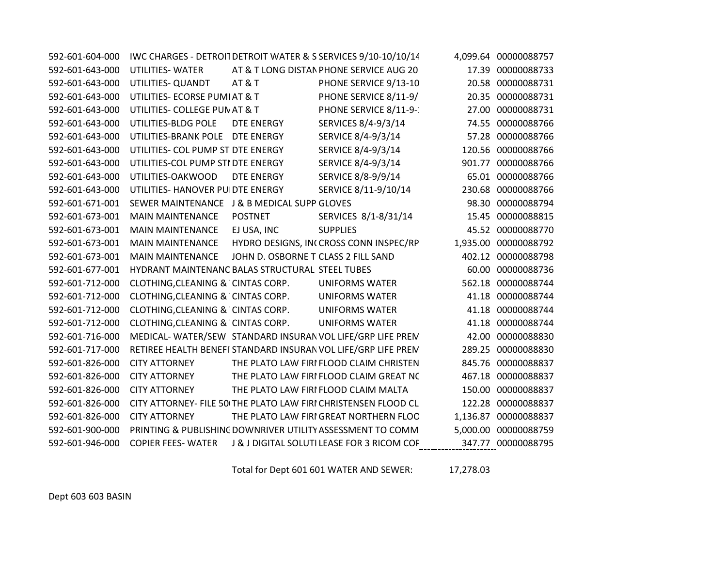| | | | | | |
|---|---|---|---|---|---|
| 592-601-604-000 | IWC CHARGES - DETROIT | DETROIT WATER & S | SERVICES 9/10-10/10/14 | 4,099.64 | 00000088757 |
| 592-601-643-000 | UTILITIES- WATER | AT & T LONG DISTAN | PHONE SERVICE AUG 20 | 17.39 | 00000088733 |
| 592-601-643-000 | UTILITIES- QUANDT | AT & T | PHONE SERVICE 9/13-10 | 20.58 | 00000088731 |
| 592-601-643-000 | UTILITIES- ECORSE PUMI | AT & T | PHONE SERVICE 8/11-9/ | 20.35 | 00000088731 |
| 592-601-643-000 | UTILITIES- COLLEGE PUM | AT & T | PHONE SERVICE 8/11-9- | 27.00 | 00000088731 |
| 592-601-643-000 | UTILITIES-BLDG POLE | DTE ENERGY | SERVICES 8/4-9/3/14 | 74.55 | 00000088766 |
| 592-601-643-000 | UTILITIES-BRANK POLE | DTE ENERGY | SERVICE 8/4-9/3/14 | 57.28 | 00000088766 |
| 592-601-643-000 | UTILITIES- COL PUMP ST | DTE ENERGY | SERVICE 8/4-9/3/14 | 120.56 | 00000088766 |
| 592-601-643-000 | UTILITIES-COL PUMP STI | DTE ENERGY | SERVICE 8/4-9/3/14 | 901.77 | 00000088766 |
| 592-601-643-000 | UTILITIES-OAKWOOD | DTE ENERGY | SERVICE 8/8-9/9/14 | 65.01 | 00000088766 |
| 592-601-643-000 | UTILITIES- HANOVER PUI | DTE ENERGY | SERVICE 8/11-9/10/14 | 230.68 | 00000088766 |
| 592-601-671-001 | SEWER MAINTENANCE | J & B MEDICAL SUPP | GLOVES | 98.30 | 00000088794 |
| 592-601-673-001 | MAIN MAINTENANCE | POSTNET | SERVICES 8/1-8/31/14 | 15.45 | 00000088815 |
| 592-601-673-001 | MAIN MAINTENANCE | EJ USA, INC | SUPPLIES | 45.52 | 00000088770 |
| 592-601-673-001 | MAIN MAINTENANCE | HYDRO DESIGNS, INC | CROSS CONN INSPEC/RP | 1,935.00 | 00000088792 |
| 592-601-673-001 | MAIN MAINTENANCE | JOHN D. OSBORNE T | CLASS 2 FILL SAND | 402.12 | 00000088798 |
| 592-601-677-001 | HYDRANT MAINTENANC | BALAS STRUCTURAL | STEEL TUBES | 60.00 | 00000088736 |
| 592-601-712-000 | CLOTHING,CLEANING & | CINTAS CORP. | UNIFORMS WATER | 562.18 | 00000088744 |
| 592-601-712-000 | CLOTHING,CLEANING & | CINTAS CORP. | UNIFORMS WATER | 41.18 | 00000088744 |
| 592-601-712-000 | CLOTHING,CLEANING & | CINTAS CORP. | UNIFORMS WATER | 41.18 | 00000088744 |
| 592-601-712-000 | CLOTHING,CLEANING & | CINTAS CORP. | UNIFORMS WATER | 41.18 | 00000088744 |
| 592-601-716-000 | MEDICAL- WATER/SEW | STANDARD INSURAN | VOL LIFE/GRP LIFE PREM | 42.00 | 00000088830 |
| 592-601-717-000 | RETIREE HEALTH BENEFI | STANDARD INSURAN | VOL LIFE/GRP LIFE PREM | 289.25 | 00000088830 |
| 592-601-826-000 | CITY ATTORNEY | THE PLATO LAW FIRI | FLOOD CLAIM CHRISTEN | 845.76 | 00000088837 |
| 592-601-826-000 | CITY ATTORNEY | THE PLATO LAW FIRI | FLOOD CLAIM GREAT NC | 467.18 | 00000088837 |
| 592-601-826-000 | CITY ATTORNEY | THE PLATO LAW FIRI | FLOOD CLAIM MALTA | 150.00 | 00000088837 |
| 592-601-826-000 | CITY ATTORNEY- FILE 50 | THE PLATO LAW FIRI | CHRISTENSEN FLOOD CL | 122.28 | 00000088837 |
| 592-601-826-000 | CITY ATTORNEY | THE PLATO LAW FIRI | GREAT NORTHERN FLOC | 1,136.87 | 00000088837 |
| 592-601-900-000 | PRINTING & PUBLISHING | DOWNRIVER UTILITY | ASSESSMENT TO COMM | 5,000.00 | 00000088759 |
| 592-601-946-000 | COPIER FEES- WATER | J & J DIGITAL SOLUTI | LEASE FOR 3 RICOM COF | 347.77 | 00000088795 |

Total for Dept 601 601 WATER AND SEWER: 17,278.03

Dept 603 603 BASIN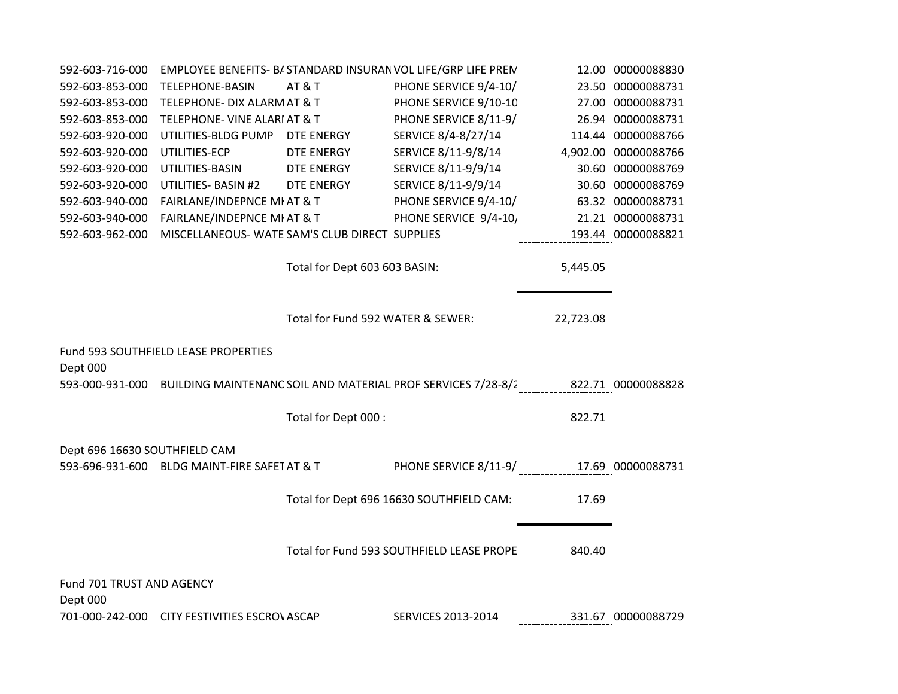| Account | Description | Vendor | Invoice Description | Amount | Check |
|---|---|---|---|---|---|
| 592-603-716-000 | EMPLOYEE BENEFITS- BA | STANDARD INSURAN | VOL LIFE/GRP LIFE PREM | 12.00 | 00000088830 |
| 592-603-853-000 | TELEPHONE-BASIN | AT & T | PHONE SERVICE 9/4-10/ | 23.50 | 00000088731 |
| 592-603-853-000 | TELEPHONE- DIX ALARM | AT & T | PHONE SERVICE 9/10-10 | 27.00 | 00000088731 |
| 592-603-853-000 | TELEPHONE- VINE ALARI | AT & T | PHONE SERVICE 8/11-9/ | 26.94 | 00000088731 |
| 592-603-920-000 | UTILITIES-BLDG PUMP | DTE ENERGY | SERVICE 8/4-8/27/14 | 114.44 | 00000088766 |
| 592-603-920-000 | UTILITIES-ECP | DTE ENERGY | SERVICE 8/11-9/8/14 | 4,902.00 | 00000088766 |
| 592-603-920-000 | UTILITIES-BASIN | DTE ENERGY | SERVICE 8/11-9/9/14 | 30.60 | 00000088769 |
| 592-603-920-000 | UTILITIES- BASIN #2 | DTE ENERGY | SERVICE 8/11-9/9/14 | 30.60 | 00000088769 |
| 592-603-940-000 | FAIRLANE/INDEPNCE MI | AT & T | PHONE SERVICE 9/4-10/ | 63.32 | 00000088731 |
| 592-603-940-000 | FAIRLANE/INDEPNCE MI | AT & T | PHONE SERVICE 9/4-10/ | 21.21 | 00000088731 |
| 592-603-962-000 | MISCELLANEOUS- WATE | SAM'S CLUB DIRECT | SUPPLIES | 193.44 | 00000088821 |
| | | Total for Dept 603 603 BASIN: | | 5,445.05 | |
| | | Total for Fund 592 WATER & SEWER: | | 22,723.08 | |

Fund 593 SOUTHFIELD LEASE PROPERTIES

Dept 000

| Account | Description | Vendor | Invoice Description | Amount | Check |
|---|---|---|---|---|---|
| 593-000-931-000 | BUILDING MAINTENANC | SOIL AND MATERIAL | PROF SERVICES 7/28-8/2 | 822.71 | 00000088828 |
| | | Total for Dept 000 : | | 822.71 | |

Dept 696 16630 SOUTHFIELD CAM

| Account | Description | Vendor | Invoice Description | Amount | Check |
|---|---|---|---|---|---|
| 593-696-931-600 | BLDG MAINT-FIRE SAFET | AT & T | PHONE SERVICE 8/11-9/ | 17.69 | 00000088731 |
| | | Total for Dept 696 16630 SOUTHFIELD CAM: | | 17.69 | |
| | | Total for Fund 593 SOUTHFIELD LEASE PROPE | | 840.40 | |

Fund 701 TRUST AND AGENCY

Dept 000

| Account | Description | Vendor | Invoice Description | Amount | Check |
|---|---|---|---|---|---|
| 701-000-242-000 | CITY FESTIVITIES ESCROV | ASCAP | SERVICES 2013-2014 | 331.67 | 00000088729 |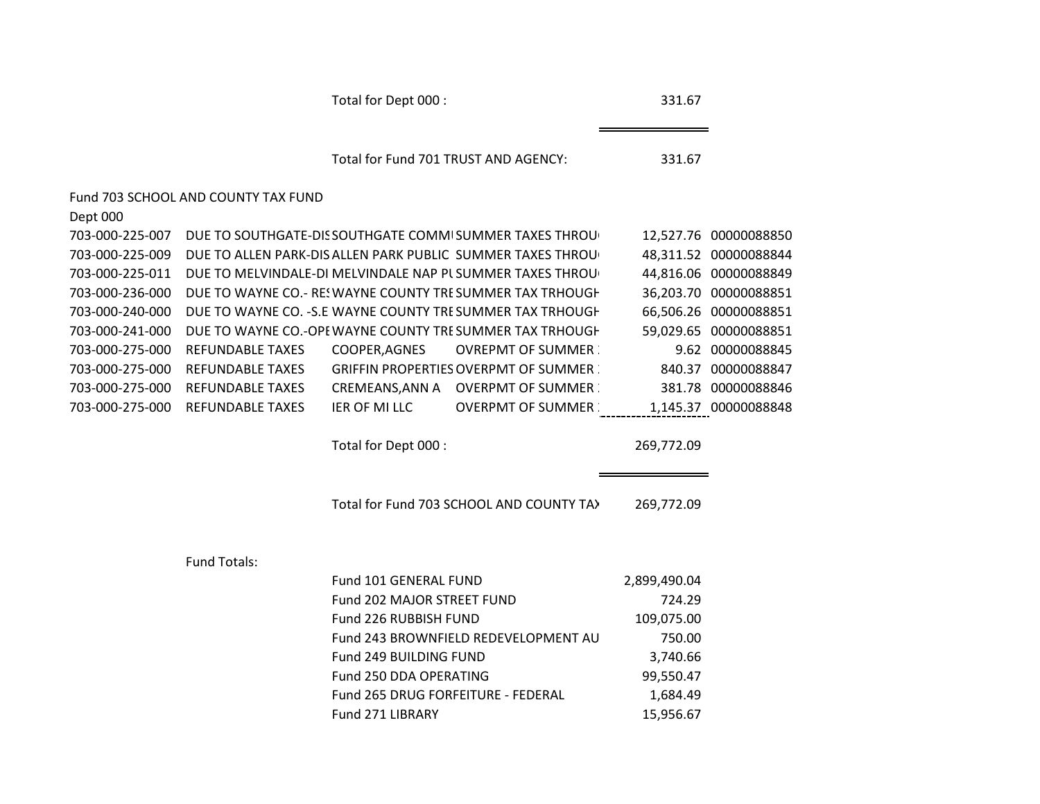Total for Dept 000 : 331.67

Total for Fund 701 TRUST AND AGENCY: 331.67

Fund 703 SCHOOL AND COUNTY TAX FUND

Dept 000

| GL Number | Description | Vendor | Invoice Description | Amount | Check # |
|---|---|---|---|---|---|
| 703-000-225-007 | DUE TO SOUTHGATE-DIS | SOUTHGATE COMM | SUMMER TAXES THROU | 12,527.76 | 00000088850 |
| 703-000-225-009 | DUE TO ALLEN PARK-DIS | ALLEN PARK PUBLIC | SUMMER TAXES THROU | 48,311.52 | 00000088844 |
| 703-000-225-011 | DUE TO MELVINDALE-DI | MELVINDALE NAP PU | SUMMER TAXES THROU | 44,816.06 | 00000088849 |
| 703-000-236-000 | DUE TO WAYNE CO.- RES | WAYNE COUNTY TRE | SUMMER TAX TRHOUGH | 36,203.70 | 00000088851 |
| 703-000-240-000 | DUE TO WAYNE CO. -S.E | WAYNE COUNTY TRE | SUMMER TAX TRHOUGH | 66,506.26 | 00000088851 |
| 703-000-241-000 | DUE TO WAYNE CO.-OPE | WAYNE COUNTY TRE | SUMMER TAX TRHOUGH | 59,029.65 | 00000088851 |
| 703-000-275-000 | REFUNDABLE TAXES | COOPER,AGNES | OVREPMT OF SUMMER | 9.62 | 00000088845 |
| 703-000-275-000 | REFUNDABLE TAXES | GRIFFIN PROPERTIES | OVERPMT OF SUMMER | 840.37 | 00000088847 |
| 703-000-275-000 | REFUNDABLE TAXES | CREMEANS,ANN A | OVERPMT OF SUMMER | 381.78 | 00000088846 |
| 703-000-275-000 | REFUNDABLE TAXES | IER OF MI LLC | OVERPMT OF SUMMER | 1,145.37 | 00000088848 |

Total for Dept 000 : 269,772.09

Total for Fund 703 SCHOOL AND COUNTY TAX 269,772.09

Fund Totals:

| Fund | Amount |
|---|---|
| Fund 101 GENERAL FUND | 2,899,490.04 |
| Fund 202 MAJOR STREET FUND | 724.29 |
| Fund 226 RUBBISH FUND | 109,075.00 |
| Fund 243 BROWNFIELD REDEVELOPMENT AU | 750.00 |
| Fund 249 BUILDING FUND | 3,740.66 |
| Fund 250 DDA OPERATING | 99,550.47 |
| Fund 265 DRUG FORFEITURE - FEDERAL | 1,684.49 |
| Fund 271 LIBRARY | 15,956.67 |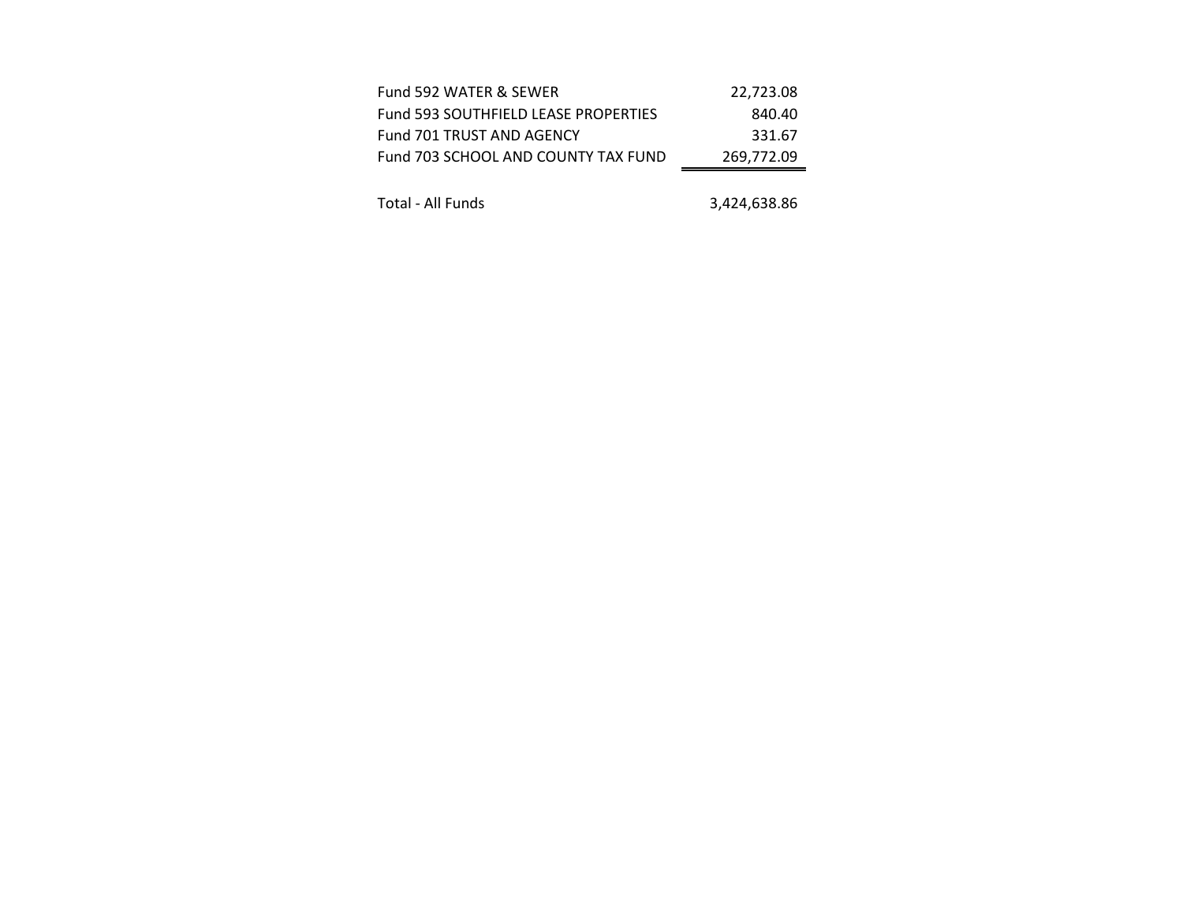| | |
|---|---|
| Fund 592 WATER & SEWER | 22,723.08 |
| Fund 593 SOUTHFIELD LEASE PROPERTIES | 840.40 |
| Fund 701 TRUST AND AGENCY | 331.67 |
| Fund 703 SCHOOL AND COUNTY TAX FUND | 269,772.09 |
| Total - All Funds | 3,424,638.86 |